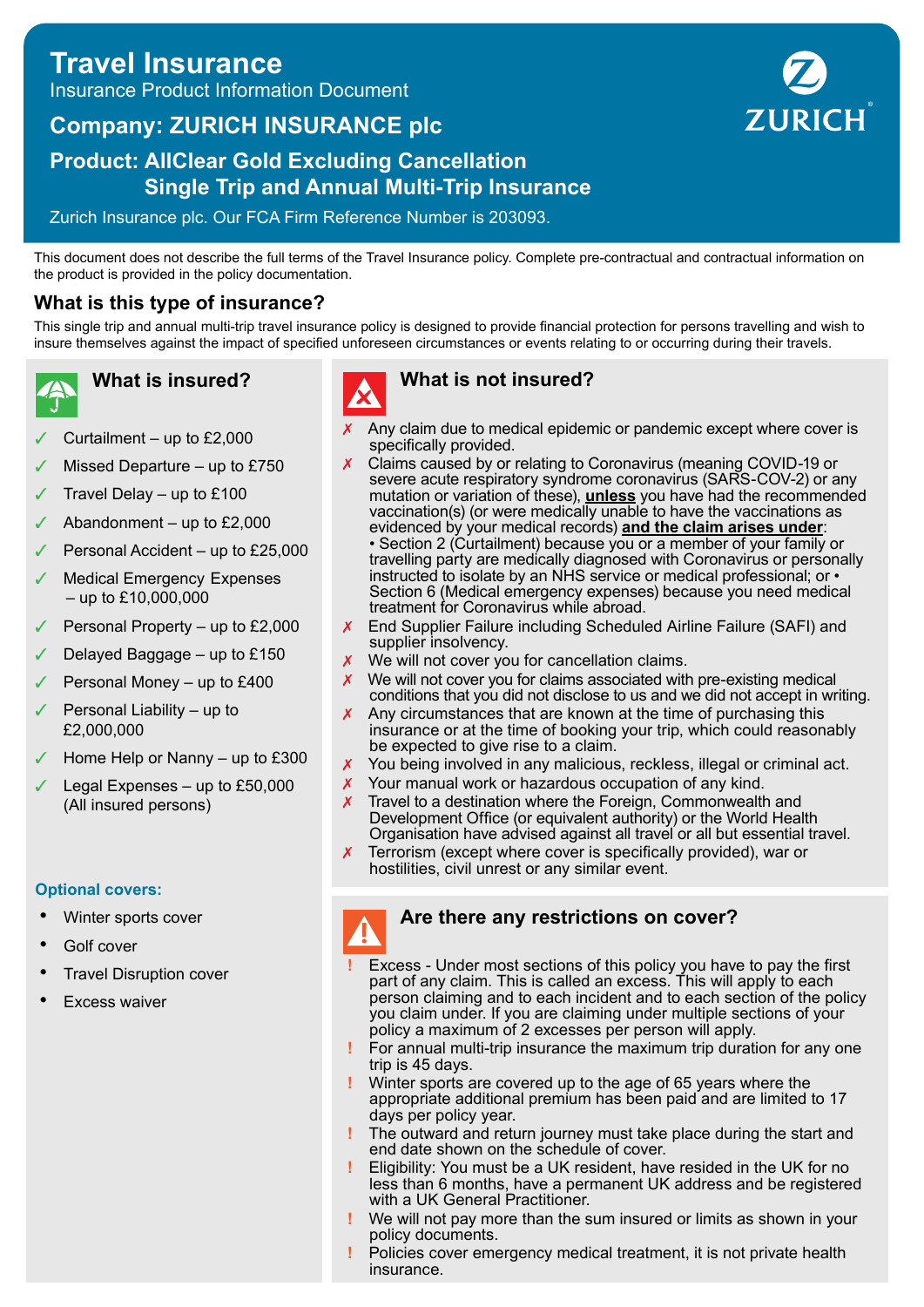# Travel Insurance

Insurance Product Information Document

## Company: ZURICH INSURANCE plc

## Product: AllClear Gold Excluding Cancellation Single Trip and Annual Multi-Trip Insurance

Zurich Insurance plc. Our FCA Firm Reference Number is 203093.

This document does not describe the full terms of the Travel Insurance policy. Complete pre-contractual and contractual information on the product is provided in the policy documentation.

## What is this type of insurance?

This single trip and annual multi-trip travel insurance policy is designed to provide financial protection for persons travelling and wish to insure themselves against the impact of specified unforeseen circumstances or events relating to or occurring during their travels.

### What is insured?

- ✓ Curtailment – up to £2,000
- ✓ Missed Departure – up to £750
- ✓ Travel Delay – up to £100
- ✓ Abandonment – up to £2,000
- ✓ Personal Accident – up to £25,000
- ✓ Medical Emergency Expenses – up to £10,000,000
- ✓ Personal Property – up to £2,000
- ✓ Delayed Baggage – up to £150
- ✓ Personal Money – up to £400
- ✓ Personal Liability – up to £2,000,000
- ✓ Home Help or Nanny – up to £300
- ✓ Legal Expenses – up to £50,000 (All insured persons)

**Optional covers:**

- Winter sports cover
- Golf cover
- Travel Disruption cover
- Excess waiver

### What is not insured?

- ✗ Any claim due to medical epidemic or pandemic except where cover is specifically provided.
- ✗ Claims caused by or relating to Coronavirus (meaning COVID-19 or severe acute respiratory syndrome coronavirus (SARS-COV-2) or any mutation or variation of these), **unless** you have had the recommended vaccination(s) (or were medically unable to have the vaccinations as evidenced by your medical records) **and the claim arises under**:
  - Section 2 (Curtailment) because you or a member of your family or travelling party are medically diagnosed with Coronavirus or personally instructed to isolate by an NHS service or medical professional; or
  - Section 6 (Medical emergency expenses) because you need medical treatment for Coronavirus while abroad.
- ✗ End Supplier Failure including Scheduled Airline Failure (SAFI) and supplier insolvency.
- ✗ We will not cover you for cancellation claims.
- ✗ We will not cover you for claims associated with pre-existing medical conditions that you did not disclose to us and we did not accept in writing.
- ✗ Any circumstances that are known at the time of purchasing this insurance or at the time of booking your trip, which could reasonably be expected to give rise to a claim.
- ✗ You being involved in any malicious, reckless, illegal or criminal act.
- ✗ Your manual work or hazardous occupation of any kind.
- ✗ Travel to a destination where the Foreign, Commonwealth and Development Office (or equivalent authority) or the World Health Organisation have advised against all travel or all but essential travel.
- ✗ Terrorism (except where cover is specifically provided), war or hostilities, civil unrest or any similar event.

### Are there any restrictions on cover?

- ! Excess - Under most sections of this policy you have to pay the first part of any claim. This is called an excess. This will apply to each person claiming and to each incident and to each section of the policy you claim under. If you are claiming under multiple sections of your policy a maximum of 2 excesses per person will apply.
- ! For annual multi-trip insurance the maximum trip duration for any one trip is 45 days.
- ! Winter sports are covered up to the age of 65 years where the appropriate additional premium has been paid and are limited to 17 days per policy year.
- ! The outward and return journey must take place during the start and end date shown on the schedule of cover.
- ! Eligibility: You must be a UK resident, have resided in the UK for no less than 6 months, have a permanent UK address and be registered with a UK General Practitioner.
- ! We will not pay more than the sum insured or limits as shown in your policy documents.
- ! Policies cover emergency medical treatment, it is not private health insurance.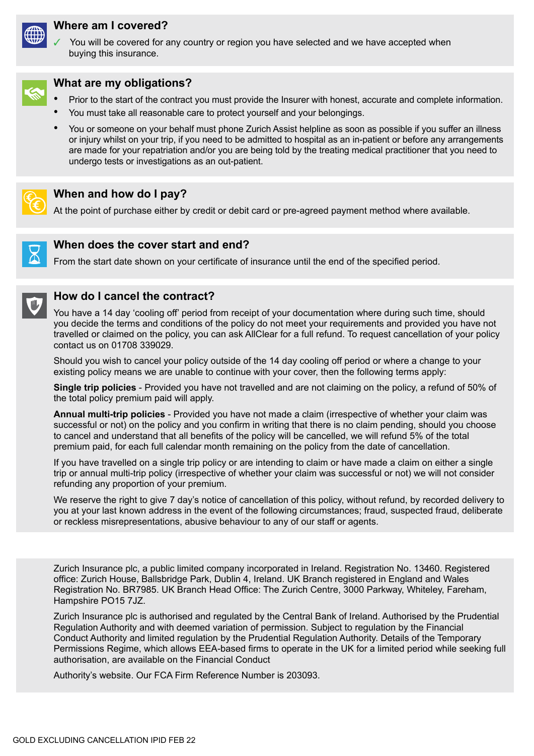## Where am I covered?

✓ You will be covered for any country or region you have selected and we have accepted when buying this insurance.

## What are my obligations?

- Prior to the start of the contract you must provide the Insurer with honest, accurate and complete information.
- You must take all reasonable care to protect yourself and your belongings.
- You or someone on your behalf must phone Zurich Assist helpline as soon as possible if you suffer an illness or injury whilst on your trip, if you need to be admitted to hospital as an in-patient or before any arrangements are made for your repatriation and/or you are being told by the treating medical practitioner that you need to undergo tests or investigations as an out-patient.

## When and how do I pay?

At the point of purchase either by credit or debit card or pre-agreed payment method where available.

## When does the cover start and end?

From the start date shown on your certificate of insurance until the end of the specified period.

## How do I cancel the contract?

You have a 14 day 'cooling off' period from receipt of your documentation where during such time, should you decide the terms and conditions of the policy do not meet your requirements and provided you have not travelled or claimed on the policy, you can ask AllClear for a full refund. To request cancellation of your policy contact us on 01708 339029.

Should you wish to cancel your policy outside of the 14 day cooling off period or where a change to your existing policy means we are unable to continue with your cover, then the following terms apply:

**Single trip policies** - Provided you have not travelled and are not claiming on the policy, a refund of 50% of the total policy premium paid will apply.

**Annual multi-trip policies** - Provided you have not made a claim (irrespective of whether your claim was successful or not) on the policy and you confirm in writing that there is no claim pending, should you choose to cancel and understand that all benefits of the policy will be cancelled, we will refund 5% of the total premium paid, for each full calendar month remaining on the policy from the date of cancellation.

If you have travelled on a single trip policy or are intending to claim or have made a claim on either a single trip or annual multi-trip policy (irrespective of whether your claim was successful or not) we will not consider refunding any proportion of your premium.

We reserve the right to give 7 day's notice of cancellation of this policy, without refund, by recorded delivery to you at your last known address in the event of the following circumstances; fraud, suspected fraud, deliberate or reckless misrepresentations, abusive behaviour to any of our staff or agents.

Zurich Insurance plc, a public limited company incorporated in Ireland. Registration No. 13460. Registered office: Zurich House, Ballsbridge Park, Dublin 4, Ireland. UK Branch registered in England and Wales Registration No. BR7985. UK Branch Head Office: The Zurich Centre, 3000 Parkway, Whiteley, Fareham, Hampshire PO15 7JZ.

Zurich Insurance plc is authorised and regulated by the Central Bank of Ireland. Authorised by the Prudential Regulation Authority and with deemed variation of permission. Subject to regulation by the Financial Conduct Authority and limited regulation by the Prudential Regulation Authority. Details of the Temporary Permissions Regime, which allows EEA-based firms to operate in the UK for a limited period while seeking full authorisation, are available on the Financial Conduct

Authority's website. Our FCA Firm Reference Number is 203093.

GOLD EXCLUDING CANCELLATION IPID FEB 22